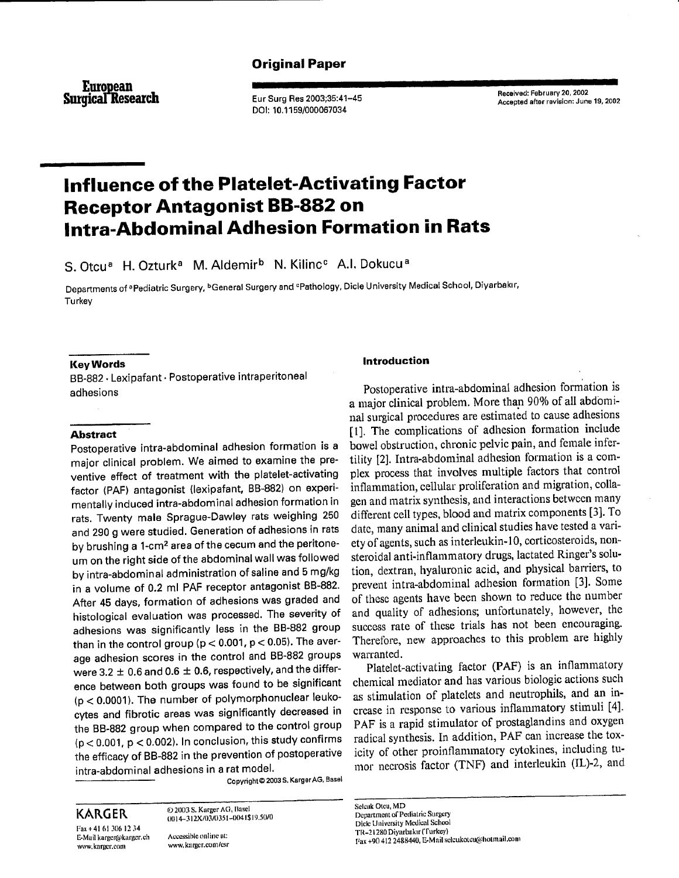**Original Paper**

European Surgical Research

Eur Surg Res 2003;35:41–45
DOI: 10.1159/000067034

Received: February 20, 2002
Accepted after revision: June 19, 2002

# Influence of the Platelet-Activating Factor Receptor Antagonist BB-882 on Intra-Abdominal Adhesion Formation in Rats

S. Otcu[a] H. Ozturk[a] M. Aldemir[b] N. Kilinc[c] A.I. Dokucu[a]

Departments of [a]Pediatric Surgery, [b]General Surgery and [c]Pathology, Dicle University Medical School, Diyarbakır, Turkey

### Key Words

BB-882 · Lexipafant · Postoperative intraperitoneal adhesions

### Abstract

Postoperative intra-abdominal adhesion formation is a major clinical problem. We aimed to examine the preventive effect of treatment with the platelet-activating factor (PAF) antagonist (lexipafant, BB-882) on experimentally induced intra-abdominal adhesion formation in rats. Twenty male Sprague-Dawley rats weighing 250 and 290 g were studied. Generation of adhesions in rats by brushing a 1-$cm^2$ area of the cecum and the peritoneum on the right side of the abdominal wall was followed by intra-abdominal administration of saline and 5 mg/kg in a volume of 0.2 ml PAF receptor antagonist BB-882. After 45 days, formation of adhesions was graded and histological evaluation was processed. The severity of adhesions was significantly less in the BB-882 group than in the control group ($p < 0.001$, $p < 0.05$). The average adhesion scores in the control and BB-882 groups were $3.2 \pm 0.6$ and $0.6 \pm 0.6$, respectively, and the difference between both groups was found to be significant ($p < 0.0001$). The number of polymorphonuclear leukocytes and fibrotic areas was significantly decreased in the BB-882 group when compared to the control group ($p < 0.001$, $p < 0.002$). In conclusion, this study confirms the efficacy of BB-882 in the prevention of postoperative intra-abdominal adhesions in a rat model.

Copyright © 2003 S. Karger AG, Basel

## Introduction

Postoperative intra-abdominal adhesion formation is a major clinical problem. More than 90% of all abdominal surgical procedures are estimated to cause adhesions [1]. The complications of adhesion formation include bowel obstruction, chronic pelvic pain, and female infertility [2]. Intra-abdominal adhesion formation is a complex process that involves multiple factors that control inflammation, cellular proliferation and migration, collagen and matrix synthesis, and interactions between many different cell types, blood and matrix components [3]. To date, many animal and clinical studies have tested a variety of agents, such as interleukin-10, corticosteroids, nonsteroidal anti-inflammatory drugs, lactated Ringer's solution, dextran, hyaluronic acid, and physical barriers, to prevent intra-abdominal adhesion formation [3]. Some of these agents have been shown to reduce the number and quality of adhesions; unfortunately, however, the success rate of these trials has not been encouraging. Therefore, new approaches to this problem are highly warranted.

Platelet-activating factor (PAF) is an inflammatory chemical mediator and has various biologic actions such as stimulation of platelets and neutrophils, and an increase in response to various inflammatory stimuli [4]. PAF is a rapid stimulator of prostaglandins and oxygen radical synthesis. In addition, PAF can increase the toxicity of other proinflammatory cytokines, including tumor necrosis factor (TNF) and interleukin (IL)-2, and

KARGER
Fax +41 61 306 12 34
E-Mail karger@karger.ch
www.karger.com

© 2003 S. Karger AG, Basel
0014–312X/03/0351–0041$19.50/0

Accessible online at:
www.karger.com/esr

Selcuk Otcu, MD
Department of Pediatric Surgery
Dicle University Medical School
TR–21280 Diyarbakır (Turkey)
Fax +90 412 2488440, E-Mail selcukotcu@hotmail.com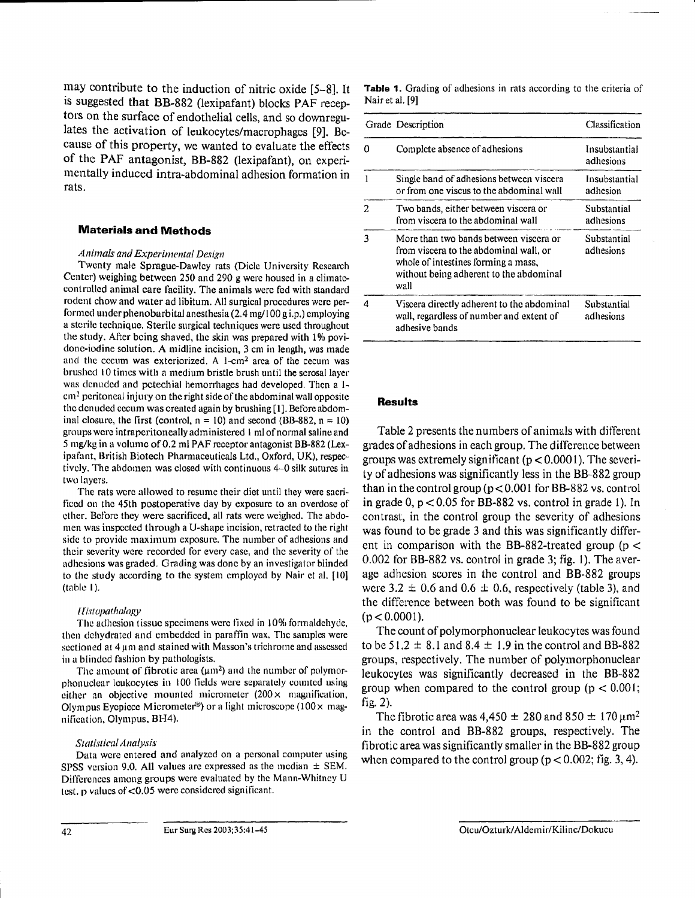may contribute to the induction of nitric oxide [5–8]. It is suggested that BB-882 (lexipafant) blocks PAF receptors on the surface of endothelial cells, and so downregulates the activation of leukocytes/macrophages [9]. Because of this property, we wanted to evaluate the effects of the PAF antagonist, BB-882 (lexipafant), on experimentally induced intra-abdominal adhesion formation in rats.

## Materials and Methods

### *Animals and Experimental Design*

Twenty male Sprague-Dawley rats (Dicle University Research Center) weighing between 250 and 290 g were housed in a climate-controlled animal care facility. The animals were fed with standard rodent chow and water ad libitum. All surgical procedures were performed under phenobarbital anesthesia (2.4 mg/100 g i.p.) employing a sterile technique. Sterile surgical techniques were used throughout the study. After being shaved, the skin was prepared with 1% povidone-iodine solution. A midline incision, 3 cm in length, was made and the cecum was exteriorized. A 1-$cm^2$ area of the cecum was brushed 10 times with a medium bristle brush until the serosal layer was denuded and petechial hemorrhages had developed. Then a 1-$cm^2$ peritoneal injury on the right side of the abdominal wall opposite the denuded cecum was created again by brushing [1]. Before abdominal closure, the first (control, n = 10) and second (BB-882, n = 10) groups were intraperitoneally administered 1 ml of normal saline and 5 mg/kg in a volume of 0.2 ml PAF receptor antagonist BB-882 (Lexipafant, British Biotech Pharmaceuticals Ltd., Oxford, UK), respectively. The abdomen was closed with continuous 4–0 silk sutures in two layers.

The rats were allowed to resume their diet until they were sacrificed on the 45th postoperative day by exposure to an overdose of ether. Before they were sacrificed, all rats were weighed. The abdomen was inspected through a U-shape incision, retracted to the right side to provide maximum exposure. The number of adhesions and their severity were recorded for every case, and the severity of the adhesions was graded. Grading was done by an investigator blinded to the study according to the system employed by Nair et al. [10] (table 1).

### *Histopathology*

The adhesion tissue specimens were fixed in 10% formaldehyde, then dehydrated and embedded in paraffin wax. The samples were sectioned at 4 μm and stained with Masson's trichrome and assessed in a blinded fashion by pathologists.

The amount of fibrotic area ($\mu m^2$) and the number of polymorphonuclear leukocytes in 100 fields were separately counted using either an objective mounted micrometer (200× magnification, Olympus Eyepiece Micrometer®) or a light microscope (100× magnification, Olympus, BH4).

### *Statistical Analysis*

Data were entered and analyzed on a personal computer using SPSS version 9.0. All values are expressed as the median ± SEM. Differences among groups were evaluated by the Mann-Whitney U test. p values of <0.05 were considered significant.

**Table 1.** Grading of adhesions in rats according to the criteria of Nair et al. [9]

| Grade | Description | Classification |
|---|---|---|
| 0 | Complete absence of adhesions | Insubstantial adhesions |
| 1 | Single band of adhesions between viscera or from one viscus to the abdominal wall | Insubstantial adhesion |
| 2 | Two bands, either between viscera or from viscera to the abdominal wall | Substantial adhesions |
| 3 | More than two bands between viscera or from viscera to the abdominal wall, or whole of intestines forming a mass, without being adherent to the abdominal wall | Substantial adhesions |
| 4 | Viscera directly adherent to the abdominal wall, regardless of number and extent of adhesive bands | Substantial adhesions |

## Results

Table 2 presents the numbers of animals with different grades of adhesions in each group. The difference between groups was extremely significant ($p < 0.0001$). The severity of adhesions was significantly less in the BB-882 group than in the control group ($p < 0.001$ for BB-882 vs. control in grade 0, $p < 0.05$ for BB-882 vs. control in grade 1). In contrast, in the control group the severity of adhesions was found to be grade 3 and this was significantly different in comparison with the BB-882-treated group ($p < 0.002$ for BB-882 vs. control in grade 3; fig. 1). The average adhesion scores in the control and BB-882 groups were 3.2 ± 0.6 and 0.6 ± 0.6, respectively (table 3), and the difference between both was found to be significant ($p < 0.0001$).

The count of polymorphonuclear leukocytes was found to be 51.2 ± 8.1 and 8.4 ± 1.9 in the control and BB-882 groups, respectively. The number of polymorphonuclear leukocytes was significantly decreased in the BB-882 group when compared to the control group ($p < 0.001$; fig. 2).

The fibrotic area was 4,450 ± 280 and 850 ± 170 $\mu m^2$ in the control and BB-882 groups, respectively. The fibrotic area was significantly smaller in the BB-882 group when compared to the control group ($p < 0.002$; fig. 3, 4).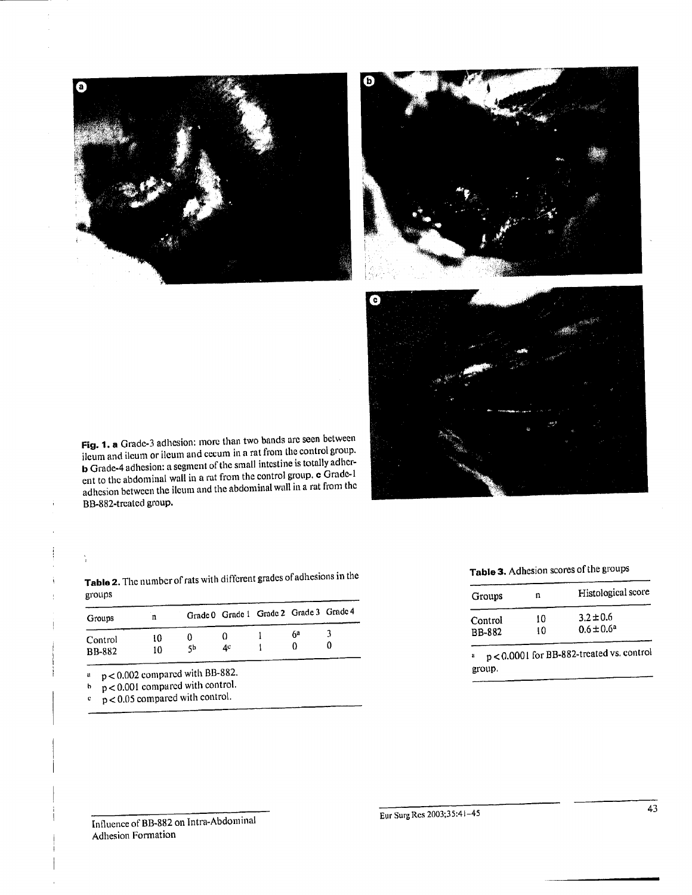**Fig. 1.** **a** Grade-3 adhesion: more than two bands are seen between ileum and ileum or ileum and cecum in a rat from the control group. **b** Grade-4 adhesion: a segment of the small intestine is totally adherent to the abdominal wall in a rat from the control group. **c** Grade-1 adhesion between the ileum and the abdominal wall in a rat from the BB-882-treated group.

**Table 2.** The number of rats with different grades of adhesions in the groups

| Groups | n | Grade 0 | Grade 1 | Grade 2 | Grade 3 | Grade 4 |
|---|---|---|---|---|---|---|
| Control | 10 | 0 | 0 | 1 | 6[a] | 3 |
| BB-882 | 10 | 5[b] | 4[c] | 1 | 0 | 0 |

[a] $p < 0.002$ compared with BB-882.
[b] $p < 0.001$ compared with control.
[c] $p < 0.05$ compared with control.

**Table 3.** Adhesion scores of the groups

| Groups | n | Histological score |
|---|---|---|
| Control | 10 | $3.2 \pm 0.6$ |
| BB-882 | 10 | $0.6 \pm 0.6$[a] |

[a] $p < 0.0001$ for BB-882-treated vs. control group.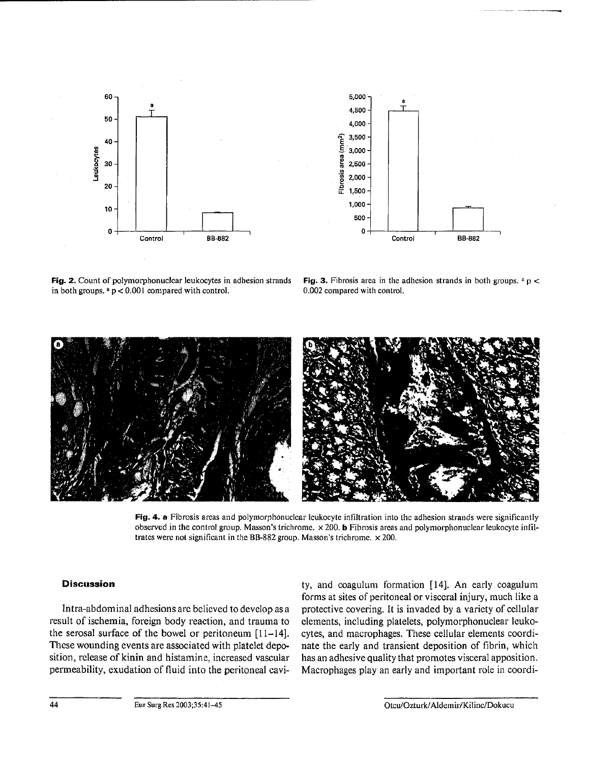Fig. 2. Count of polymorphonuclear leukocytes in adhesion strands in both groups. [a] $p < 0.001$ compared with control.

Fig. 3. Fibrosis area in the adhesion strands in both groups. [a] $p < 0.002$ compared with control.

Fig. 4. a Fibrosis areas and polymorphonuclear leukocyte infiltration into the adhesion strands were significantly observed in the control group. Masson's trichrome. × 200. b Fibrosis areas and polymorphonuclear leukocyte infiltrates were not significant in the BB-882 group. Masson's trichrome. × 200.

## Discussion

Intra-abdominal adhesions are believed to develop as a result of ischemia, foreign body reaction, and trauma to the serosal surface of the bowel or peritoneum [11–14]. These wounding events are associated with platelet deposition, release of kinin and histamine, increased vascular permeability, exudation of fluid into the peritoneal cavity, and coagulum formation [14]. An early coagulum forms at sites of peritoneal or visceral injury, much like a protective covering. It is invaded by a variety of cellular elements, including platelets, polymorphonuclear leukocytes, and macrophages. These cellular elements coordinate the early and transient deposition of fibrin, which has an adhesive quality that promotes visceral apposition. Macrophages play an early and important role in coordi-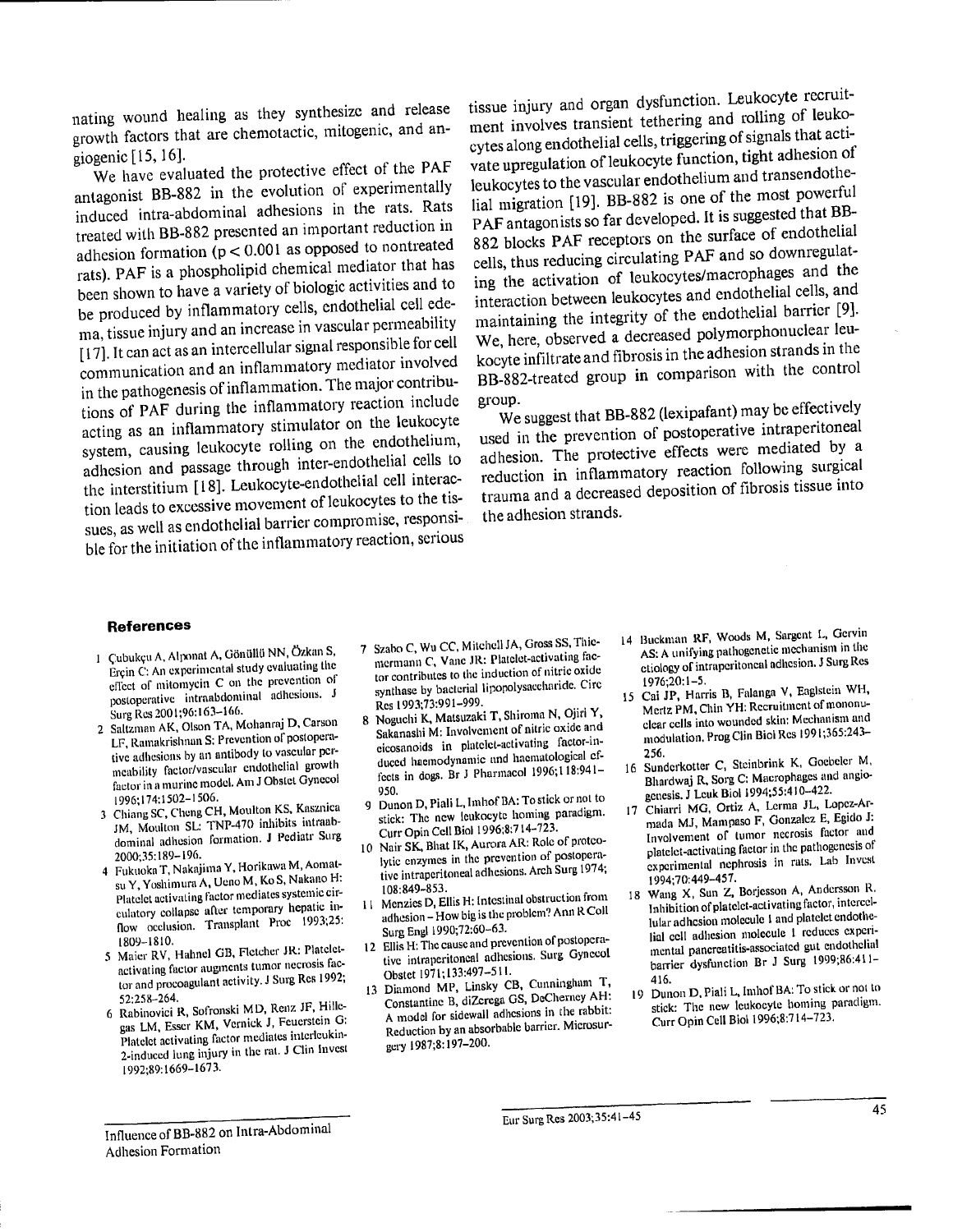nating wound healing as they synthesize and release growth factors that are chemotactic, mitogenic, and angiogenic [15, 16].

We have evaluated the protective effect of the PAF antagonist BB-882 in the evolution of experimentally induced intra-abdominal adhesions in the rats. Rats treated with BB-882 presented an important reduction in adhesion formation ($p < 0.001$ as opposed to nontreated rats). PAF is a phospholipid chemical mediator that has been shown to have a variety of biologic activities and to be produced by inflammatory cells, endothelial cell edema, tissue injury and an increase in vascular permeability [17]. It can act as an intercellular signal responsible for cell communication and an inflammatory mediator involved in the pathogenesis of inflammation. The major contributions of PAF during the inflammatory reaction include acting as an inflammatory stimulator on the leukocyte system, causing leukocyte rolling on the endothelium, adhesion and passage through inter-endothelial cells to the interstitium [18]. Leukocyte-endothelial cell interaction leads to excessive movement of leukocytes to the tissues, as well as endothelial barrier compromise, responsible for the initiation of the inflammatory reaction, serious tissue injury and organ dysfunction. Leukocyte recruitment involves transient tethering and rolling of leukocytes along endothelial cells, triggering of signals that activate upregulation of leukocyte function, tight adhesion of leukocytes to the vascular endothelium and transendothelial migration [19]. BB-882 is one of the most powerful PAF antagonists so far developed. It is suggested that BB-882 blocks PAF receptors on the surface of endothelial cells, thus reducing circulating PAF and so downregulating the activation of leukocytes/macrophages and the interaction between leukocytes and endothelial cells, and maintaining the integrity of the endothelial barrier [9]. We, here, observed a decreased polymorphonuclear leukocyte infiltrate and fibrosis in the adhesion strands in the BB-882-treated group in comparison with the control group.

We suggest that BB-882 (lexipafant) may be effectively used in the prevention of postoperative intraperitoneal adhesion. The protective effects were mediated by a reduction in inflammatory reaction following surgical trauma and a decreased deposition of fibrosis tissue into the adhesion strands.

## References

1. Çubukçu A, Alponat A, Gönüllü NN, Özkan S, Erçin C: An experimental study evaluating the effect of mitomycin C on the prevention of postoperative intraabdominal adhesions. J Surg Res 2001;96:163–166.
2. Saltzman AK, Olson TA, Mohanraj D, Carson LF, Ramakrishnan S: Prevention of postoperative adhesions by an antibody to vascular permeability factor/vascular endothelial growth factor in a murine model. Am J Obstet Gynecol 1996;174:1502–1506.
3. Chiang SC, Cheng CH, Moulton KS, Kasznica JM, Moulton SL: TNP-470 inhibits intraabdominal adhesion formation. J Pediatr Surg 2000;35:189–196.
4. Fukuoka T, Nakajima Y, Horikawa M, Aomatsu Y, Yoshimura A, Ueno M, Ko S, Nakano H: Platelet activating factor mediates systemic circulatory collapse after temporary hepatic inflow occlusion. Transplant Proc 1993;25:1809–1810.
5. Maier RV, Hahnel GB, Fletcher JR: Platelet-activating factor augments tumor necrosis factor and procoagulant activity. J Surg Res 1992;52:258–264.
6. Rabinovici R, Sofronski MD, Renz JF, Hillegas LM, Esser KM, Vernick J, Feuerstein G: Platelet activating factor mediates interleukin-2-induced lung injury in the rat. J Clin Invest 1992;89:1669–1673.
7. Szabo C, Wu CC, Mitchell JA, Gross SS, Thiemermann C, Vane JR: Platelet-activating factor contributes to the induction of nitric oxide synthase by bacterial lipopolysaccharide. Circ Res 1993;73:991–999.
8. Noguchi K, Matsuzaki T, Shiroma N, Ojiri Y, Sakanashi M: Involvement of nitric oxide and eicosanoids in platelet-activating factor-induced haemodynamic and haematological effects in dogs. Br J Pharmacol 1996;118:941–950.
9. Dunon D, Piali L, Imhof BA: To stick or not to stick: The new leukocyte homing paradigm. Curr Opin Cell Biol 1996;8:714–723.
10. Nair SK, Bhat IK, Aurora AR: Role of proteolytic enzymes in the prevention of postoperative intraperitoneal adhesions. Arch Surg 1974;108:849–853.
11. Menzies D, Ellis H: Intestinal obstruction from adhesion – How big is the problem? Ann R Coll Surg Engl 1990;72:60–63.
12. Ellis H: The cause and prevention of postoperative intraperitoneal adhesions. Surg Gynecol Obstet 1971;133:497–511.
13. Diamond MP, Linsky CB, Cunningham T, Constantine B, diZerega GS, DeCherney AH: A model for sidewall adhesions in the rabbit: Reduction by an absorbable barrier. Microsurgery 1987;8:197–200.
14. Buckman RF, Woods M, Sargent L, Gervin AS: A unifying pathogenetic mechanism in the etiology of intraperitoneal adhesion. J Surg Res 1976;20:1–5.
15. Cai JP, Harris B, Falanga V, Eaglstein WH, Mertz PM, Chin YH: Recruitment of mononuclear cells into wounded skin: Mechanism and modulation. Prog Clin Biol Res 1991;365:243–256.
16. Sunderkotter C, Steinbrink K, Goebeler M, Bhardwaj R, Sorg C: Macrophages and angiogenesis. J Leuk Biol 1994;55:410–422.
17. Chiarri MG, Ortiz A, Lerma JL, Lopez-Armada MJ, Mampaso F, Gonzalez E, Egido J: Involvement of tumor necrosis factor and platelet-activating factor in the pathogenesis of experimental nephrosis in rats. Lab Invest 1994;70:449–457.
18. Wang X, Sun Z, Borjesson A, Andersson R: Inhibition of platelet-activating factor, intercellular adhesion molecule 1 and platelet endothelial cell adhesion molecule 1 reduces experimental pancreatitis-associated gut endothelial barrier dysfunction Br J Surg 1999;86:411–416.
19. Dunon D, Piali L, Imhof BA: To stick or not to stick: The new leukocyte homing paradigm. Curr Opin Cell Biol 1996;8:714–723.